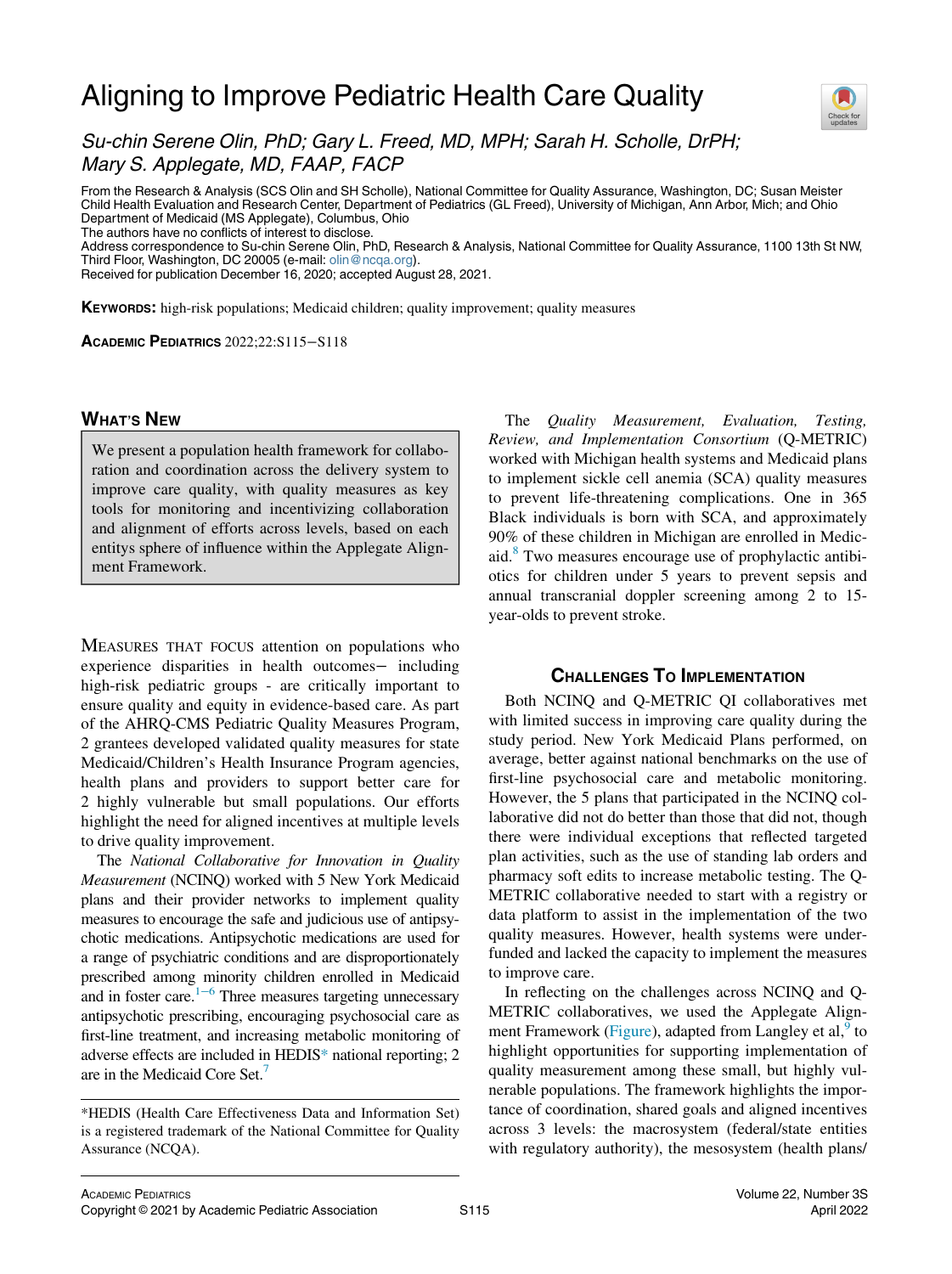# Aligning to Improve Pediatric Health Care Quality

*Su-chin Serene Olin, PhD; Gary L. Freed, MD, MPH; Sarah H. Scholle, DrPH; Mary S. Applegate, MD, FAAP, FACP*

From the Research & Analysis (SCS Olin and SH Scholle), National Committee for Quality Assurance, Washington, DC; Susan Meister Child Health Evaluation and Research Center, Department of Pediatrics (GL Freed), University of Michigan, Ann Arbor, Mich; and Ohio Department of Medicaid (MS Applegate), Columbus, Ohio

The authors have no conflicts of interest to disclose.

Address correspondence to Su-chin Serene Olin, PhD, Research & Analysis, National Committee for Quality Assurance, 1100 13th St NW, Third Floor, Washington, DC 20005 (e-mail: olin@ncqa.org).

Received for publication December 16, 2020; accepted August 28, 2021.

**Keywords:** high-risk populations; Medicaid children; quality improvement; quality measures

**Academic Pediatrics** 2022;22:S115−S118

## What's New

We present a population health framework for collaboration and coordination across the delivery system to improve care quality, with quality measures as key tools for monitoring and incentivizing collaboration and alignment of efforts across levels, based on each entitys sphere of influence within the Applegate Alignment Framework.

Measures that focus attention on populations who experience disparities in health outcomes− including high-risk pediatric groups - are critically important to ensure quality and equity in evidence-based care. As part of the AHRQ-CMS Pediatric Quality Measures Program, 2 grantees developed validated quality measures for state Medicaid/Children's Health Insurance Program agencies, health plans and providers to support better care for 2 highly vulnerable but small populations. Our efforts highlight the need for aligned incentives at multiple levels to drive quality improvement.

The *National Collaborative for Innovation in Quality Measurement* (NCINQ) worked with 5 New York Medicaid plans and their provider networks to implement quality measures to encourage the safe and judicious use of antipsychotic medications. Antipsychotic medications are used for a range of psychiatric conditions and are disproportionately prescribed among minority children enrolled in Medicaid and in foster care.[1−6] Three measures targeting unnecessary antipsychotic prescribing, encouraging psychosocial care as first-line treatment, and increasing metabolic monitoring of adverse effects are included in HEDIS* national reporting; 2 are in the Medicaid Core Set.[7]

*HEDIS (Health Care Effectiveness Data and Information Set) is a registered trademark of the National Committee for Quality Assurance (NCQA).

The *Quality Measurement, Evaluation, Testing, Review, and Implementation Consortium* (Q-METRIC) worked with Michigan health systems and Medicaid plans to implement sickle cell anemia (SCA) quality measures to prevent life-threatening complications. One in 365 Black individuals is born with SCA, and approximately 90% of these children in Michigan are enrolled in Medicaid.[8] Two measures encourage use of prophylactic antibiotics for children under 5 years to prevent sepsis and annual transcranial doppler screening among 2 to 15-year-olds to prevent stroke.

## Challenges To Implementation

Both NCINQ and Q-METRIC QI collaboratives met with limited success in improving care quality during the study period. New York Medicaid Plans performed, on average, better against national benchmarks on the use of first-line psychosocial care and metabolic monitoring. However, the 5 plans that participated in the NCINQ collaborative did not do better than those that did not, though there were individual exceptions that reflected targeted plan activities, such as the use of standing lab orders and pharmacy soft edits to increase metabolic testing. The Q-METRIC collaborative needed to start with a registry or data platform to assist in the implementation of the two quality measures. However, health systems were underfunded and lacked the capacity to implement the measures to improve care.

In reflecting on the challenges across NCINQ and Q-METRIC collaboratives, we used the Applegate Alignment Framework (Figure), adapted from Langley et al,[9] to highlight opportunities for supporting implementation of quality measurement among these small, but highly vulnerable populations. The framework highlights the importance of coordination, shared goals and aligned incentives across 3 levels: the macrosystem (federal/state entities with regulatory authority), the mesosystem (health plans/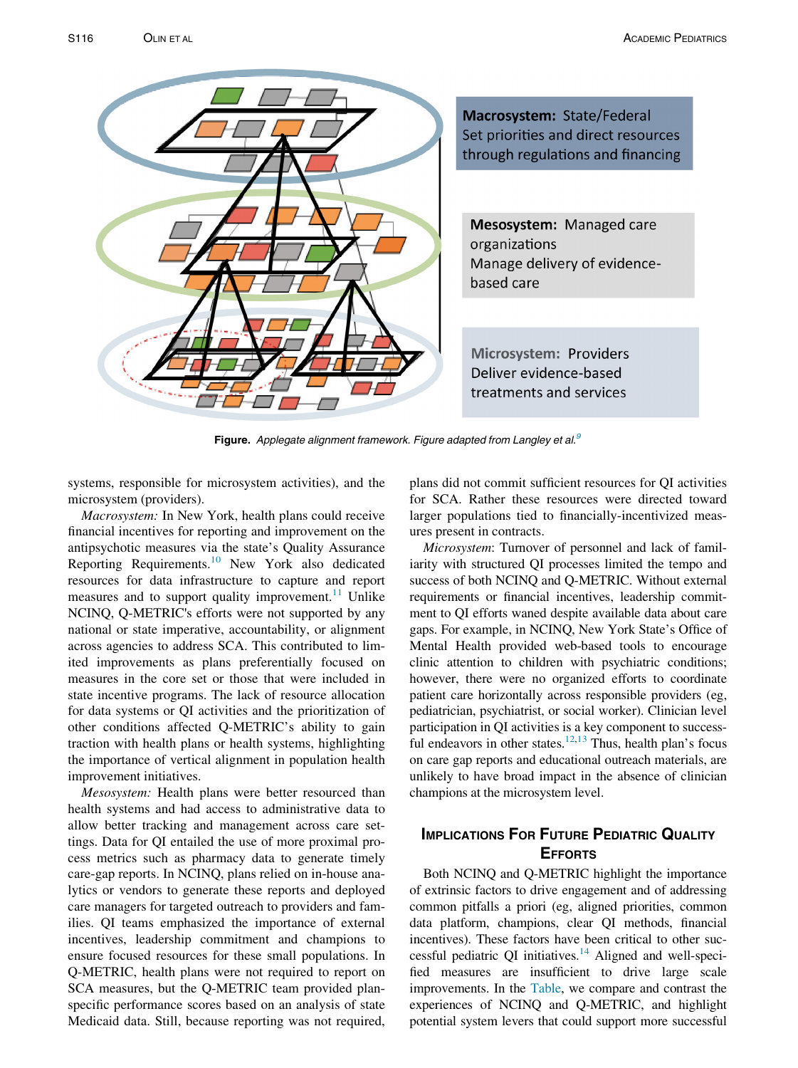Macrosystem: State/Federal
Set priorities and direct resources through regulations and financing

Mesosystem: Managed care organizations
Manage delivery of evidence-based care

Microsystem: Providers
Deliver evidence-based treatments and services

**Figure.** *Applegate alignment framework. Figure adapted from Langley et al.*[9]

systems, responsible for microsystem activities), and the microsystem (providers).

*Macrosystem:* In New York, health plans could receive financial incentives for reporting and improvement on the antipsychotic measures via the state's Quality Assurance Reporting Requirements.[10] New York also dedicated resources for data infrastructure to capture and report measures and to support quality improvement.[11] Unlike NCINQ, Q-METRIC's efforts were not supported by any national or state imperative, accountability, or alignment across agencies to address SCA. This contributed to limited improvements as plans preferentially focused on measures in the core set or those that were included in state incentive programs. The lack of resource allocation for data systems or QI activities and the prioritization of other conditions affected Q-METRIC's ability to gain traction with health plans or health systems, highlighting the importance of vertical alignment in population health improvement initiatives.

*Mesosystem:* Health plans were better resourced than health systems and had access to administrative data to allow better tracking and management across care settings. Data for QI entailed the use of more proximal process metrics such as pharmacy data to generate timely care-gap reports. In NCINQ, plans relied on in-house analytics or vendors to generate these reports and deployed care managers for targeted outreach to providers and families. QI teams emphasized the importance of external incentives, leadership commitment and champions to ensure focused resources for these small populations. In Q-METRIC, health plans were not required to report on SCA measures, but the Q-METRIC team provided plan-specific performance scores based on an analysis of state Medicaid data. Still, because reporting was not required, plans did not commit sufficient resources for QI activities for SCA. Rather these resources were directed toward larger populations tied to financially-incentivized measures present in contracts.

*Microsystem*: Turnover of personnel and lack of familiarity with structured QI processes limited the tempo and success of both NCINQ and Q-METRIC. Without external requirements or financial incentives, leadership commitment to QI efforts waned despite available data about care gaps. For example, in NCINQ, New York State's Office of Mental Health provided web-based tools to encourage clinic attention to children with psychiatric conditions; however, there were no organized efforts to coordinate patient care horizontally across responsible providers (eg, pediatrician, psychiatrist, or social worker). Clinician level participation in QI activities is a key component to successful endeavors in other states.[12,13] Thus, health plan's focus on care gap reports and educational outreach materials, are unlikely to have broad impact in the absence of clinician champions at the microsystem level.

## Implications For Future Pediatric Quality Efforts

Both NCINQ and Q-METRIC highlight the importance of extrinsic factors to drive engagement and of addressing common pitfalls a priori (eg, aligned priorities, common data platform, champions, clear QI methods, financial incentives). These factors have been critical to other successful pediatric QI initiatives.[14] Aligned and well-specified measures are insufficient to drive large scale improvements. In the Table, we compare and contrast the experiences of NCINQ and Q-METRIC, and highlight potential system levers that could support more successful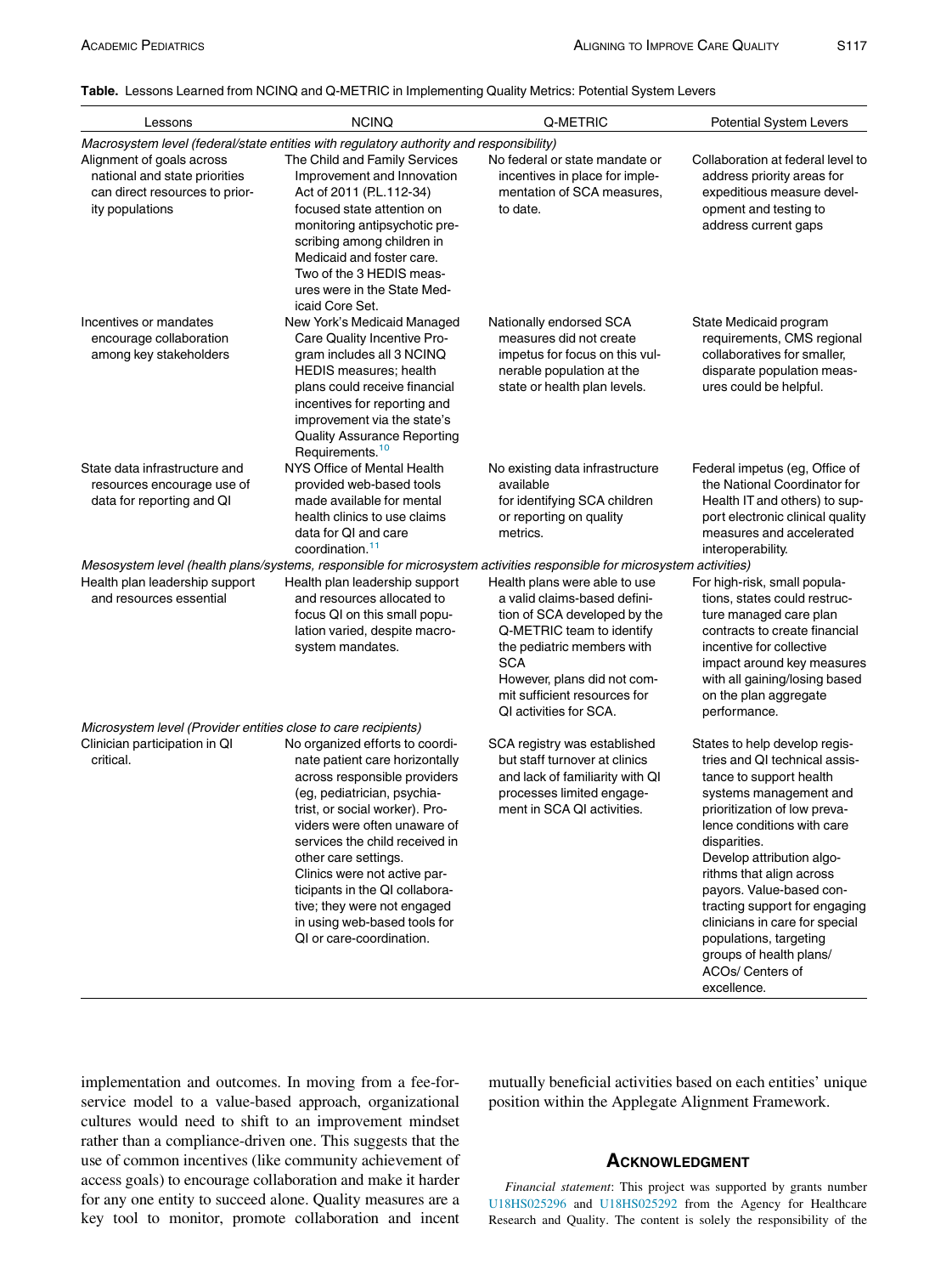**Table.** Lessons Learned from NCINQ and Q-METRIC in Implementing Quality Metrics: Potential System Levers

| Lessons | NCINQ | Q-METRIC | Potential System Levers |
| --- | --- | --- | --- |
| *Macrosystem level (federal/state entities with regulatory authority and responsibility)* | | | |
| Alignment of goals across national and state priorities can direct resources to priority populations | The Child and Family Services Improvement and Innovation Act of 2011 (P.L.112-34) focused state attention on monitoring antipsychotic prescribing among children in Medicaid and foster care. Two of the 3 HEDIS measures were in the State Medicaid Core Set. | No federal or state mandate or incentives in place for implementation of SCA measures, to date. | Collaboration at federal level to address priority areas for expeditious measure development and testing to address current gaps |
| Incentives or mandates encourage collaboration among key stakeholders | New York's Medicaid Managed Care Quality Incentive Program includes all 3 NCINQ HEDIS measures; health plans could receive financial incentives for reporting and improvement via the state's Quality Assurance Reporting Requirements.[10] | Nationally endorsed SCA measures did not create impetus for focus on this vulnerable population at the state or health plan levels. | State Medicaid program requirements, CMS regional collaboratives for smaller, disparate population measures could be helpful. |
| State data infrastructure and resources encourage use of data for reporting and QI | NYS Office of Mental Health provided web-based tools made available for mental health clinics to use claims data for QI and care coordination.[11] | No existing data infrastructure available for identifying SCA children or reporting on quality metrics. | Federal impetus (eg, Office of the National Coordinator for Health IT and others) to support electronic clinical quality measures and accelerated interoperability. |
| *Mesosystem level (health plans/systems, responsible for microsystem activities responsible for microsystem activities)* | | | |
| Health plan leadership support and resources essential | Health plan leadership support and resources allocated to focus QI on this small population varied, despite macrosystem mandates. | Health plans were able to use a valid claims-based definition of SCA developed by the Q-METRIC team to identify the pediatric members with SCA However, plans did not commit sufficient resources for QI activities for SCA. | For high-risk, small populations, states could restructure managed care plan contracts to create financial incentive for collective impact around key measures with all gaining/losing based on the plan aggregate performance. |
| *Microsystem level (Provider entities close to care recipients)* | | | |
| Clinician participation in QI critical. | No organized efforts to coordinate patient care horizontally across responsible providers (eg, pediatrician, psychiatrist, or social worker). Providers were often unaware of services the child received in other care settings. Clinics were not active participants in the QI collaborative; they were not engaged in using web-based tools for QI or care-coordination. | SCA registry was established but staff turnover at clinics and lack of familiarity with QI processes limited engagement in SCA QI activities. | States to help develop registries and QI technical assistance to support health systems management and prioritization of low prevalence conditions with care disparities. Develop attribution algorithms that align across payors. Value-based contracting support for engaging clinicians in care for special populations, targeting groups of health plans/ ACOs/ Centers of excellence. |

implementation and outcomes. In moving from a fee-for-service model to a value-based approach, organizational cultures would need to shift to an improvement mindset rather than a compliance-driven one. This suggests that the use of common incentives (like community achievement of access goals) to encourage collaboration and make it harder for any one entity to succeed alone. Quality measures are a key tool to monitor, promote collaboration and incent mutually beneficial activities based on each entities' unique position within the Applegate Alignment Framework.

## Acknowledgment

*Financial statement*: This project was supported by grants number U18HS025296 and U18HS025292 from the Agency for Healthcare Research and Quality. The content is solely the responsibility of the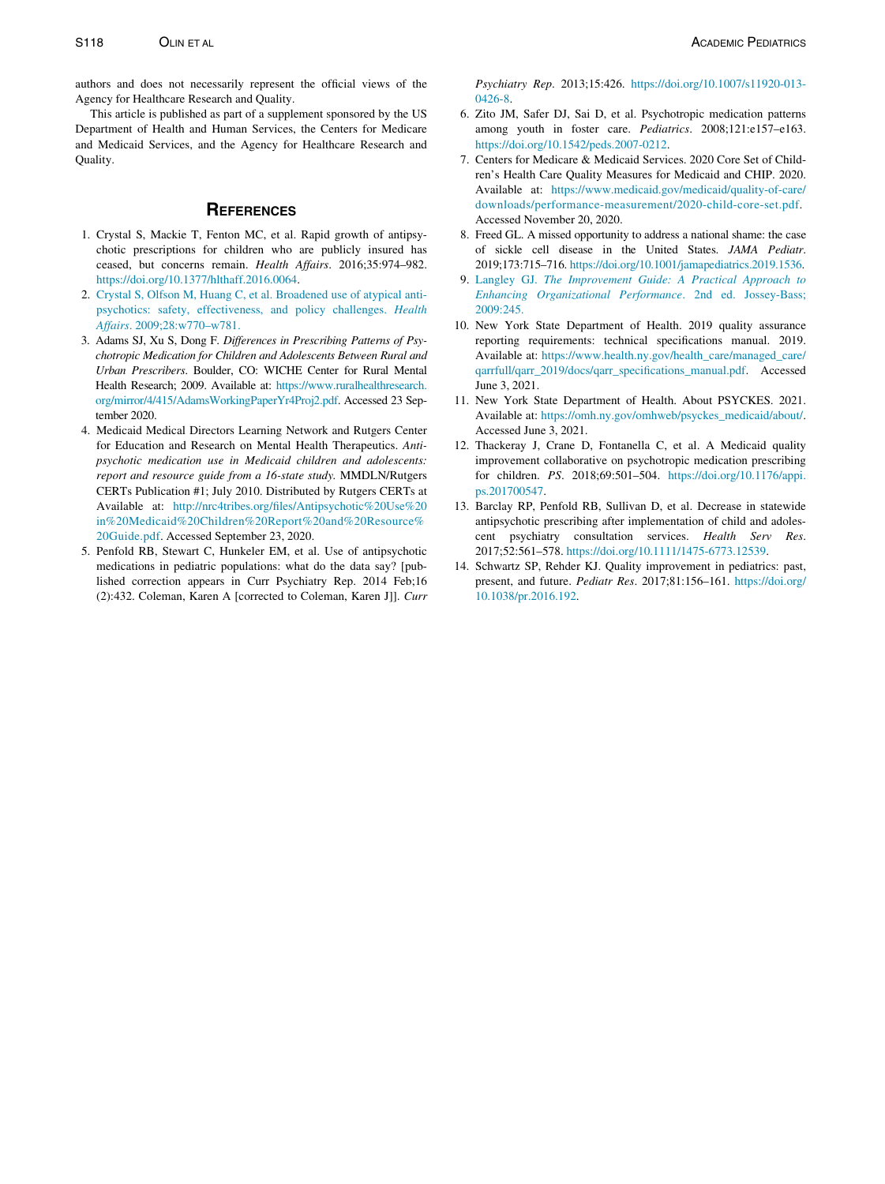authors and does not necessarily represent the official views of the Agency for Healthcare Research and Quality.

This article is published as part of a supplement sponsored by the US Department of Health and Human Services, the Centers for Medicare and Medicaid Services, and the Agency for Healthcare Research and Quality.

## References

1. Crystal S, Mackie T, Fenton MC, et al. Rapid growth of antipsychotic prescriptions for children who are publicly insured has ceased, but concerns remain. *Health Affairs*. 2016;35:974–982. https://doi.org/10.1377/hlthaff.2016.0064.
2. Crystal S, Olfson M, Huang C, et al. Broadened use of atypical antipsychotics: safety, effectiveness, and policy challenges. *Health Affairs*. 2009;28:w770–w781.
3. Adams SJ, Xu S, Dong F. *Differences in Prescribing Patterns of Psychotropic Medication for Children and Adolescents Between Rural and Urban Prescribers*. Boulder, CO: WICHE Center for Rural Mental Health Research; 2009. Available at: https://www.ruralhealthresearch.org/mirror/4/415/AdamsWorkingPaperYr4Proj2.pdf. Accessed 23 September 2020.
4. Medicaid Medical Directors Learning Network and Rutgers Center for Education and Research on Mental Health Therapeutics. *Antipsychotic medication use in Medicaid children and adolescents: report and resource guide from a 16-state study*. MMDLN/Rutgers CERTs Publication #1; July 2010. Distributed by Rutgers CERTs at Available at: http://nrc4tribes.org/files/Antipsychotic%20Use%20in%20Medicaid%20Children%20Report%20and%20Resource%20Guide.pdf. Accessed September 23, 2020.
5. Penfold RB, Stewart C, Hunkeler EM, et al. Use of antipsychotic medications in pediatric populations: what do the data say? [published correction appears in Curr Psychiatry Rep. 2014 Feb;16(2):432. Coleman, Karen A [corrected to Coleman, Karen J]]. *Curr Psychiatry Rep*. 2013;15:426. https://doi.org/10.1007/s11920-013-0426-8.
6. Zito JM, Safer DJ, Sai D, et al. Psychotropic medication patterns among youth in foster care. *Pediatrics*. 2008;121:e157–e163. https://doi.org/10.1542/peds.2007-0212.
7. Centers for Medicare & Medicaid Services. 2020 Core Set of Children's Health Care Quality Measures for Medicaid and CHIP. 2020. Available at: https://www.medicaid.gov/medicaid/quality-of-care/downloads/performance-measurement/2020-child-core-set.pdf. Accessed November 20, 2020.
8. Freed GL. A missed opportunity to address a national shame: the case of sickle cell disease in the United States. *JAMA Pediatr*. 2019;173:715–716. https://doi.org/10.1001/jamapediatrics.2019.1536.
9. Langley GJ. *The Improvement Guide: A Practical Approach to Enhancing Organizational Performance*. 2nd ed. Jossey-Bass; 2009:245.
10. New York State Department of Health. 2019 quality assurance reporting requirements: technical specifications manual. 2019. Available at: https://www.health.ny.gov/health_care/managed_care/qarrfull/qarr_2019/docs/qarr_specifications_manual.pdf. Accessed June 3, 2021.
11. New York State Department of Health. About PSYCKES. 2021. Available at: https://omh.ny.gov/omhweb/psyckes_medicaid/about/. Accessed June 3, 2021.
12. Thackeray J, Crane D, Fontanella C, et al. A Medicaid quality improvement collaborative on psychotropic medication prescribing for children. *PS*. 2018;69:501–504. https://doi.org/10.1176/appi.ps.201700547.
13. Barclay RP, Penfold RB, Sullivan D, et al. Decrease in statewide antipsychotic prescribing after implementation of child and adolescent psychiatry consultation services. *Health Serv Res*. 2017;52:561–578. https://doi.org/10.1111/1475-6773.12539.
14. Schwartz SP, Rehder KJ. Quality improvement in pediatrics: past, present, and future. *Pediatr Res*. 2017;81:156–161. https://doi.org/10.1038/pr.2016.192.